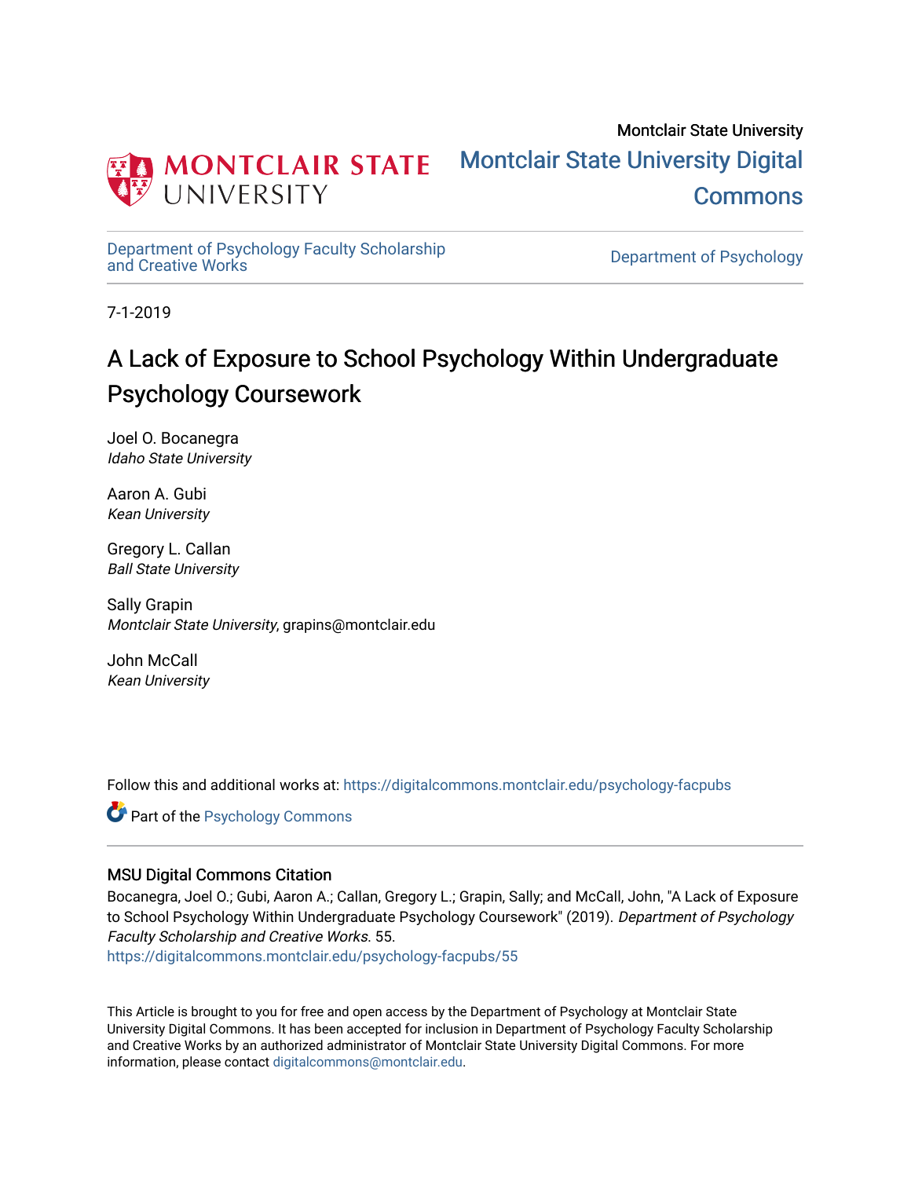Montclair State University

# Montclair State University Digital Commons

Department of Psychology Faculty Scholarship and Creative Works

Department of Psychology

7-1-2019

# A Lack of Exposure to School Psychology Within Undergraduate Psychology Coursework

Joel O. Bocanegra
*Idaho State University*

Aaron A. Gubi
*Kean University*

Gregory L. Callan
*Ball State University*

Sally Grapin
*Montclair State University*, grapins@montclair.edu

John McCall
*Kean University*

Follow this and additional works at: https://digitalcommons.montclair.edu/psychology-facpubs

Part of the Psychology Commons

## MSU Digital Commons Citation

Bocanegra, Joel O.; Gubi, Aaron A.; Callan, Gregory L.; Grapin, Sally; and McCall, John, "A Lack of Exposure to School Psychology Within Undergraduate Psychology Coursework" (2019). *Department of Psychology Faculty Scholarship and Creative Works*. 55.
https://digitalcommons.montclair.edu/psychology-facpubs/55

This Article is brought to you for free and open access by the Department of Psychology at Montclair State University Digital Commons. It has been accepted for inclusion in Department of Psychology Faculty Scholarship and Creative Works by an authorized administrator of Montclair State University Digital Commons. For more information, please contact digitalcommons@montclair.edu.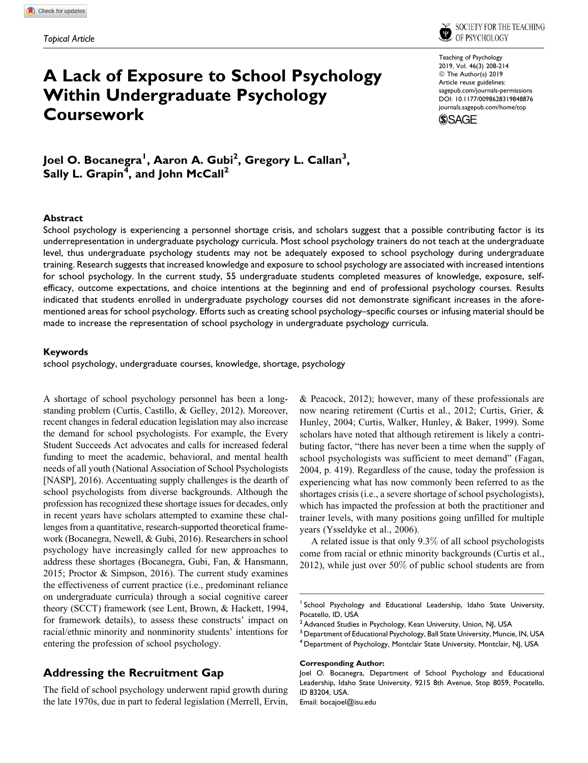Topical Article

# A Lack of Exposure to School Psychology Within Undergraduate Psychology Coursework

Joel O. Bocanegra[1], Aaron A. Gubi[2], Gregory L. Callan[3], Sally L. Grapin[4], and John McCall[2]

Teaching of Psychology
2019, Vol. 46(3) 208-214
© The Author(s) 2019
Article reuse guidelines:
sagepub.com/journals-permissions
DOI: 10.1177/0098628319848876
journals.sagepub.com/home/top

## Abstract

School psychology is experiencing a personnel shortage crisis, and scholars suggest that a possible contributing factor is its underrepresentation in undergraduate psychology curricula. Most school psychology trainers do not teach at the undergraduate level, thus undergraduate psychology students may not be adequately exposed to school psychology during undergraduate training. Research suggests that increased knowledge and exposure to school psychology are associated with increased intentions for school psychology. In the current study, 55 undergraduate students completed measures of knowledge, exposure, self-efficacy, outcome expectations, and choice intentions at the beginning and end of professional psychology courses. Results indicated that students enrolled in undergraduate psychology courses did not demonstrate significant increases in the aforementioned areas for school psychology. Efforts such as creating school psychology–specific courses or infusing material should be made to increase the representation of school psychology in undergraduate psychology curricula.

## Keywords

school psychology, undergraduate courses, knowledge, shortage, psychology

A shortage of school psychology personnel has been a longstanding problem (Curtis, Castillo, & Gelley, 2012). Moreover, recent changes in federal education legislation may also increase the demand for school psychologists. For example, the Every Student Succeeds Act advocates and calls for increased federal funding to meet the academic, behavioral, and mental health needs of all youth (National Association of School Psychologists [NASP], 2016). Accentuating supply challenges is the dearth of school psychologists from diverse backgrounds. Although the profession has recognized these shortage issues for decades, only in recent years have scholars attempted to examine these challenges from a quantitative, research-supported theoretical framework (Bocanegra, Newell, & Gubi, 2016). Researchers in school psychology have increasingly called for new approaches to address these shortages (Bocanegra, Gubi, Fan, & Hansmann, 2015; Proctor & Simpson, 2016). The current study examines the effectiveness of current practice (i.e., predominant reliance on undergraduate curricula) through a social cognitive career theory (SCCT) framework (see Lent, Brown, & Hackett, 1994, for framework details), to assess these constructs' impact on racial/ethnic minority and nonminority students' intentions for entering the profession of school psychology.

## Addressing the Recruitment Gap

The field of school psychology underwent rapid growth during the late 1970s, due in part to federal legislation (Merrell, Ervin, & Peacock, 2012); however, many of these professionals are now nearing retirement (Curtis et al., 2012; Curtis, Grier, & Hunley, 2004; Curtis, Walker, Hunley, & Baker, 1999). Some scholars have noted that although retirement is likely a contributing factor, "there has never been a time when the supply of school psychologists was sufficient to meet demand" (Fagan, 2004, p. 419). Regardless of the cause, today the profession is experiencing what has now commonly been referred to as the shortages crisis (i.e., a severe shortage of school psychologists), which has impacted the profession at both the practitioner and trainer levels, with many positions going unfilled for multiple years (Ysseldyke et al., 2006).

A related issue is that only 9.3% of all school psychologists come from racial or ethnic minority backgrounds (Curtis et al., 2012), while just over 50% of public school students are from

[1] School Psychology and Educational Leadership, Idaho State University, Pocatello, ID, USA
[2] Advanced Studies in Psychology, Kean University, Union, NJ, USA
[3] Department of Educational Psychology, Ball State University, Muncie, IN, USA
[4] Department of Psychology, Montclair State University, Montclair, NJ, USA

**Corresponding Author:**
Joel O. Bocanegra, Department of School Psychology and Educational Leadership, Idaho State University, 921S 8th Avenue, Stop 8059, Pocatello, ID 83204, USA.
Email: bocajoel@isu.edu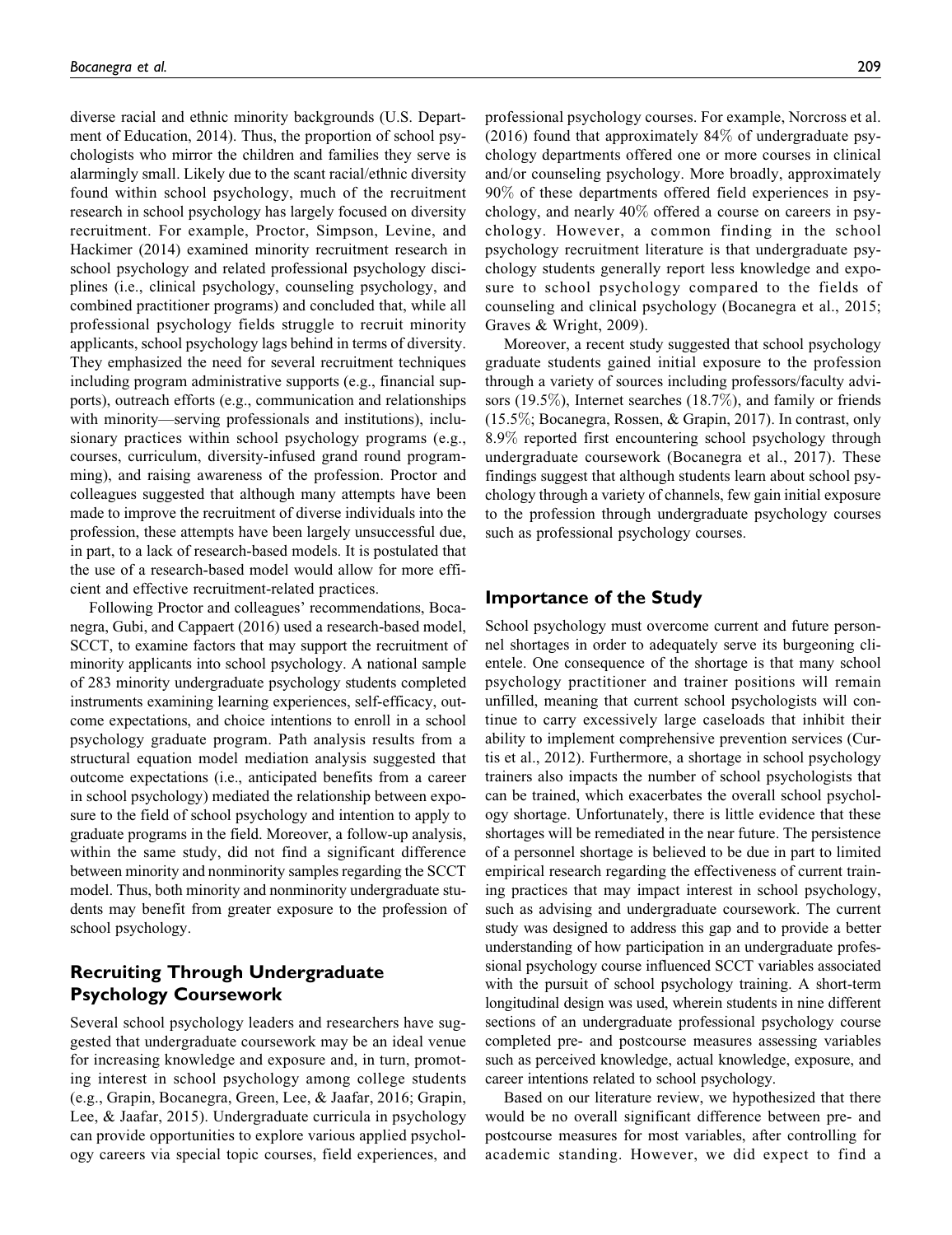diverse racial and ethnic minority backgrounds (U.S. Department of Education, 2014). Thus, the proportion of school psychologists who mirror the children and families they serve is alarmingly small. Likely due to the scant racial/ethnic diversity found within school psychology, much of the recruitment research in school psychology has largely focused on diversity recruitment. For example, Proctor, Simpson, Levine, and Hackimer (2014) examined minority recruitment research in school psychology and related professional psychology disciplines (i.e., clinical psychology, counseling psychology, and combined practitioner programs) and concluded that, while all professional psychology fields struggle to recruit minority applicants, school psychology lags behind in terms of diversity. They emphasized the need for several recruitment techniques including program administrative supports (e.g., financial supports), outreach efforts (e.g., communication and relationships with minority—serving professionals and institutions), inclusionary practices within school psychology programs (e.g., courses, curriculum, diversity-infused grand round programming), and raising awareness of the profession. Proctor and colleagues suggested that although many attempts have been made to improve the recruitment of diverse individuals into the profession, these attempts have been largely unsuccessful due, in part, to a lack of research-based models. It is postulated that the use of a research-based model would allow for more efficient and effective recruitment-related practices.

Following Proctor and colleagues' recommendations, Bocanegra, Gubi, and Cappaert (2016) used a research-based model, SCCT, to examine factors that may support the recruitment of minority applicants into school psychology. A national sample of 283 minority undergraduate psychology students completed instruments examining learning experiences, self-efficacy, outcome expectations, and choice intentions to enroll in a school psychology graduate program. Path analysis results from a structural equation model mediation analysis suggested that outcome expectations (i.e., anticipated benefits from a career in school psychology) mediated the relationship between exposure to the field of school psychology and intention to apply to graduate programs in the field. Moreover, a follow-up analysis, within the same study, did not find a significant difference between minority and nonminority samples regarding the SCCT model. Thus, both minority and nonminority undergraduate students may benefit from greater exposure to the profession of school psychology.

## Recruiting Through Undergraduate Psychology Coursework

Several school psychology leaders and researchers have suggested that undergraduate coursework may be an ideal venue for increasing knowledge and exposure and, in turn, promoting interest in school psychology among college students (e.g., Grapin, Bocanegra, Green, Lee, & Jaafar, 2016; Grapin, Lee, & Jaafar, 2015). Undergraduate curricula in psychology can provide opportunities to explore various applied psychology careers via special topic courses, field experiences, and professional psychology courses. For example, Norcross et al. (2016) found that approximately 84% of undergraduate psychology departments offered one or more courses in clinical and/or counseling psychology. More broadly, approximately 90% of these departments offered field experiences in psychology, and nearly 40% offered a course on careers in psychology. However, a common finding in the school psychology recruitment literature is that undergraduate psychology students generally report less knowledge and exposure to school psychology compared to the fields of counseling and clinical psychology (Bocanegra et al., 2015; Graves & Wright, 2009).

Moreover, a recent study suggested that school psychology graduate students gained initial exposure to the profession through a variety of sources including professors/faculty advisors (19.5%), Internet searches (18.7%), and family or friends (15.5%; Bocanegra, Rossen, & Grapin, 2017). In contrast, only 8.9% reported first encountering school psychology through undergraduate coursework (Bocanegra et al., 2017). These findings suggest that although students learn about school psychology through a variety of channels, few gain initial exposure to the profession through undergraduate psychology courses such as professional psychology courses.

## Importance of the Study

School psychology must overcome current and future personnel shortages in order to adequately serve its burgeoning clientele. One consequence of the shortage is that many school psychology practitioner and trainer positions will remain unfilled, meaning that current school psychologists will continue to carry excessively large caseloads that inhibit their ability to implement comprehensive prevention services (Curtis et al., 2012). Furthermore, a shortage in school psychology trainers also impacts the number of school psychologists that can be trained, which exacerbates the overall school psychology shortage. Unfortunately, there is little evidence that these shortages will be remediated in the near future. The persistence of a personnel shortage is believed to be due in part to limited empirical research regarding the effectiveness of current training practices that may impact interest in school psychology, such as advising and undergraduate coursework. The current study was designed to address this gap and to provide a better understanding of how participation in an undergraduate professional psychology course influenced SCCT variables associated with the pursuit of school psychology training. A short-term longitudinal design was used, wherein students in nine different sections of an undergraduate professional psychology course completed pre- and postcourse measures assessing variables such as perceived knowledge, actual knowledge, exposure, and career intentions related to school psychology.

Based on our literature review, we hypothesized that there would be no overall significant difference between pre- and postcourse measures for most variables, after controlling for academic standing. However, we did expect to find a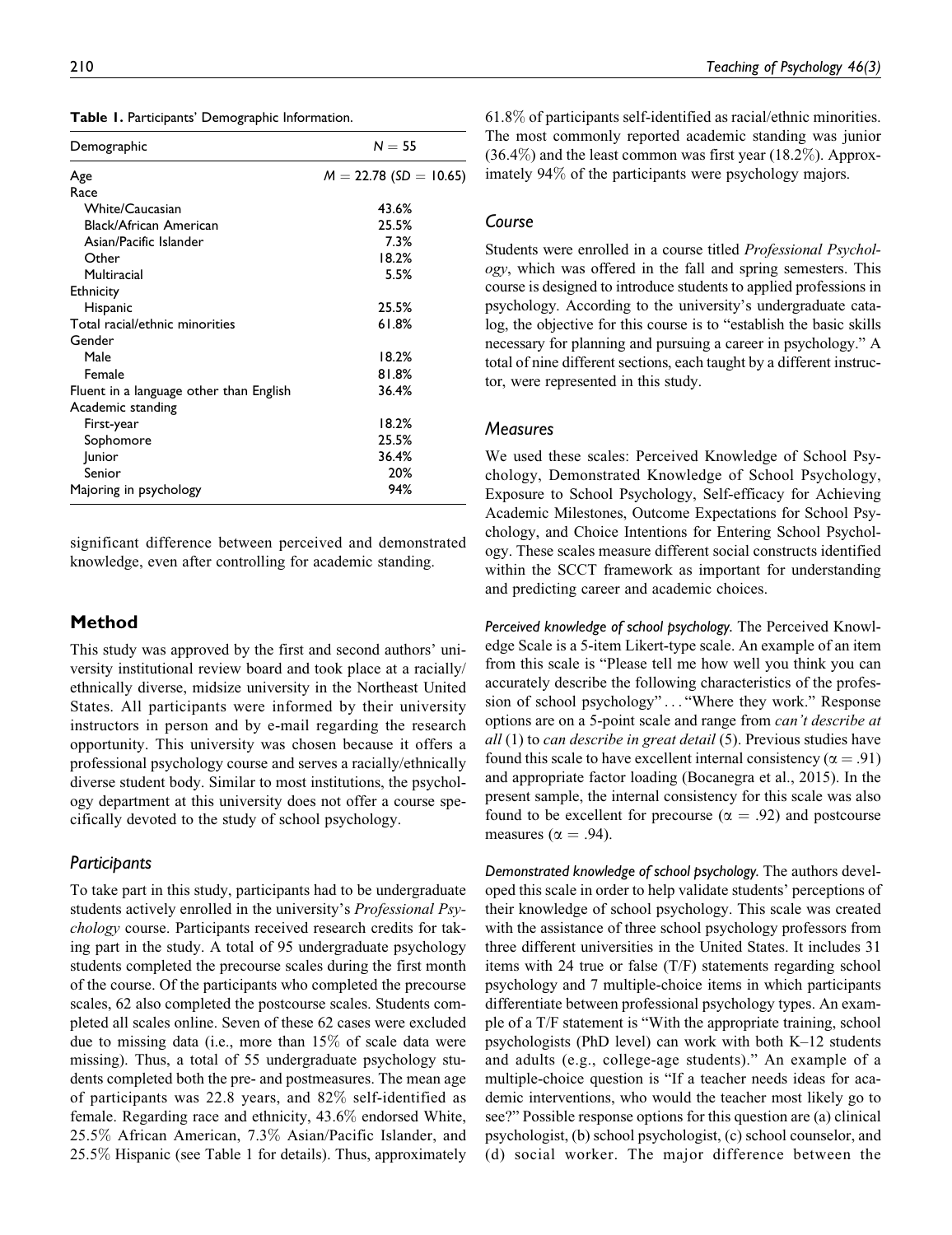**Table 1.** Participants' Demographic Information.

| Demographic | $N = 55$ |
|---|---|
| Age | $M = 22.78$ ($SD = 10.65$) |
| Race | |
| White/Caucasian | 43.6% |
| Black/African American | 25.5% |
| Asian/Pacific Islander | 7.3% |
| Other | 18.2% |
| Multiracial | 5.5% |
| Ethnicity | |
| Hispanic | 25.5% |
| Total racial/ethnic minorities | 61.8% |
| Gender | |
| Male | 18.2% |
| Female | 81.8% |
| Fluent in a language other than English | 36.4% |
| Academic standing | |
| First-year | 18.2% |
| Sophomore | 25.5% |
| Junior | 36.4% |
| Senior | 20% |
| Majoring in psychology | 94% |

significant difference between perceived and demonstrated knowledge, even after controlling for academic standing.

## Method

This study was approved by the first and second authors' university institutional review board and took place at a racially/ethnically diverse, midsize university in the Northeast United States. All participants were informed by their university instructors in person and by e-mail regarding the research opportunity. This university was chosen because it offers a professional psychology course and serves a racially/ethnically diverse student body. Similar to most institutions, the psychology department at this university does not offer a course specifically devoted to the study of school psychology.

### Participants

To take part in this study, participants had to be undergraduate students actively enrolled in the university's *Professional Psychology* course. Participants received research credits for taking part in the study. A total of 95 undergraduate psychology students completed the precourse scales during the first month of the course. Of the participants who completed the precourse scales, 62 also completed the postcourse scales. Students completed all scales online. Seven of these 62 cases were excluded due to missing data (i.e., more than 15% of scale data were missing). Thus, a total of 55 undergraduate psychology students completed both the pre- and postmeasures. The mean age of participants was 22.8 years, and 82% self-identified as female. Regarding race and ethnicity, 43.6% endorsed White, 25.5% African American, 7.3% Asian/Pacific Islander, and 25.5% Hispanic (see Table 1 for details). Thus, approximately 61.8% of participants self-identified as racial/ethnic minorities. The most commonly reported academic standing was junior (36.4%) and the least common was first year (18.2%). Approximately 94% of the participants were psychology majors.

### Course

Students were enrolled in a course titled *Professional Psychology*, which was offered in the fall and spring semesters. This course is designed to introduce students to applied professions in psychology. According to the university's undergraduate catalog, the objective for this course is to "establish the basic skills necessary for planning and pursuing a career in psychology." A total of nine different sections, each taught by a different instructor, were represented in this study.

### Measures

We used these scales: Perceived Knowledge of School Psychology, Demonstrated Knowledge of School Psychology, Exposure to School Psychology, Self-efficacy for Achieving Academic Milestones, Outcome Expectations for School Psychology, and Choice Intentions for Entering School Psychology. These scales measure different social constructs identified within the SCCT framework as important for understanding and predicting career and academic choices.

*Perceived knowledge of school psychology.* The Perceived Knowledge Scale is a 5-item Likert-type scale. An example of an item from this scale is "Please tell me how well you think you can accurately describe the following characteristics of the profession of school psychology" . . . "Where they work." Response options are on a 5-point scale and range from *can't describe at all* (1) to *can describe in great detail* (5). Previous studies have found this scale to have excellent internal consistency ($\alpha = .91$) and appropriate factor loading (Bocanegra et al., 2015). In the present sample, the internal consistency for this scale was also found to be excellent for precourse ($\alpha = .92$) and postcourse measures ($\alpha = .94$).

*Demonstrated knowledge of school psychology.* The authors developed this scale in order to help validate students' perceptions of their knowledge of school psychology. This scale was created with the assistance of three school psychology professors from three different universities in the United States. It includes 31 items with 24 true or false (T/F) statements regarding school psychology and 7 multiple-choice items in which participants differentiate between professional psychology types. An example of a T/F statement is "With the appropriate training, school psychologists (PhD level) can work with both K–12 students and adults (e.g., college-age students)." An example of a multiple-choice question is "If a teacher needs ideas for academic interventions, who would the teacher most likely go to see?" Possible response options for this question are (a) clinical psychologist, (b) school psychologist, (c) school counselor, and (d) social worker. The major difference between the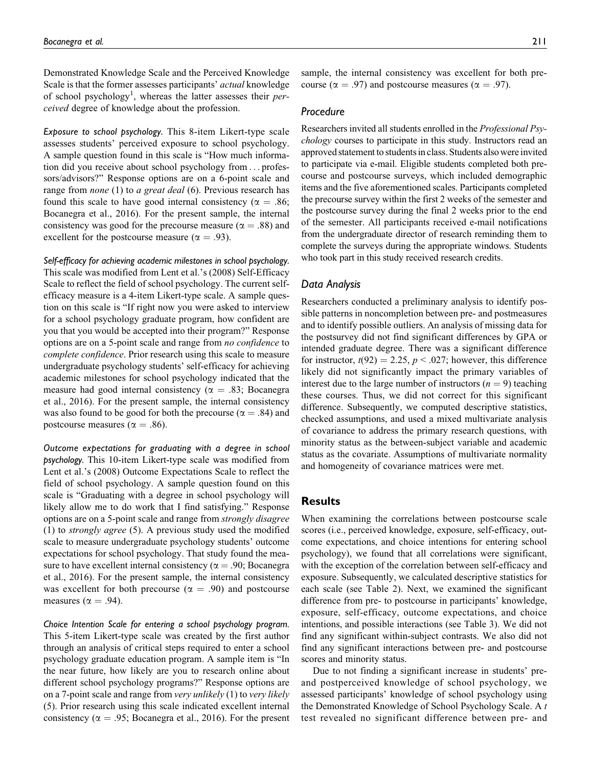Demonstrated Knowledge Scale and the Perceived Knowledge Scale is that the former assesses participants' *actual* knowledge of school psychology[1], whereas the latter assesses their *perceived* degree of knowledge about the profession.

*Exposure to school psychology.* This 8-item Likert-type scale assesses students' perceived exposure to school psychology. A sample question found in this scale is "How much information did you receive about school psychology from . . . professors/advisors?" Response options are on a 6-point scale and range from *none* (1) to *a great deal* (6). Previous research has found this scale to have good internal consistency ($\alpha = .86$; Bocanegra et al., 2016). For the present sample, the internal consistency was good for the precourse measure ($\alpha = .88$) and excellent for the postcourse measure ($\alpha = .93$).

*Self-efficacy for achieving academic milestones in school psychology.* This scale was modified from Lent et al.'s (2008) Self-Efficacy Scale to reflect the field of school psychology. The current self-efficacy measure is a 4-item Likert-type scale. A sample question on this scale is "If right now you were asked to interview for a school psychology graduate program, how confident are you that you would be accepted into their program?" Response options are on a 5-point scale and range from *no confidence* to *complete confidence*. Prior research using this scale to measure undergraduate psychology students' self-efficacy for achieving academic milestones for school psychology indicated that the measure had good internal consistency ($\alpha = .83$; Bocanegra et al., 2016). For the present sample, the internal consistency was also found to be good for both the precourse ($\alpha = .84$) and postcourse measures ($\alpha = .86$).

*Outcome expectations for graduating with a degree in school psychology.* This 10-item Likert-type scale was modified from Lent et al.'s (2008) Outcome Expectations Scale to reflect the field of school psychology. A sample question found on this scale is "Graduating with a degree in school psychology will likely allow me to do work that I find satisfying." Response options are on a 5-point scale and range from *strongly disagree* (1) to *strongly agree* (5). A previous study used the modified scale to measure undergraduate psychology students' outcome expectations for school psychology. That study found the measure to have excellent internal consistency ($\alpha = .90$; Bocanegra et al., 2016). For the present sample, the internal consistency was excellent for both precourse ($\alpha = .90$) and postcourse measures ($\alpha = .94$).

*Choice Intention Scale for entering a school psychology program.* This 5-item Likert-type scale was created by the first author through an analysis of critical steps required to enter a school psychology graduate education program. A sample item is "In the near future, how likely are you to research online about different school psychology programs?" Response options are on a 7-point scale and range from *very unlikely* (1) to *very likely* (5). Prior research using this scale indicated excellent internal consistency ($\alpha = .95$; Bocanegra et al., 2016). For the present sample, the internal consistency was excellent for both precourse ($\alpha = .97$) and postcourse measures ($\alpha = .97$).

### Procedure

Researchers invited all students enrolled in the *Professional Psychology* courses to participate in this study. Instructors read an approved statement to students in class. Students also were invited to participate via e-mail. Eligible students completed both precourse and postcourse surveys, which included demographic items and the five aforementioned scales. Participants completed the precourse survey within the first 2 weeks of the semester and the postcourse survey during the final 2 weeks prior to the end of the semester. All participants received e-mail notifications from the undergraduate director of research reminding them to complete the surveys during the appropriate windows. Students who took part in this study received research credits.

### Data Analysis

Researchers conducted a preliminary analysis to identify possible patterns in noncompletion between pre- and postmeasures and to identify possible outliers. An analysis of missing data for the postsurvey did not find significant differences by GPA or intended graduate degree. There was a significant difference for instructor, $t(92) = 2.25$, $p < .027$; however, this difference likely did not significantly impact the primary variables of interest due to the large number of instructors ($n = 9$) teaching these courses. Thus, we did not correct for this significant difference. Subsequently, we computed descriptive statistics, checked assumptions, and used a mixed multivariate analysis of covariance to address the primary research questions, with minority status as the between-subject variable and academic status as the covariate. Assumptions of multivariate normality and homogeneity of covariance matrices were met.

## Results

When examining the correlations between postcourse scale scores (i.e., perceived knowledge, exposure, self-efficacy, outcome expectations, and choice intentions for entering school psychology), we found that all correlations were significant, with the exception of the correlation between self-efficacy and exposure. Subsequently, we calculated descriptive statistics for each scale (see Table 2). Next, we examined the significant difference from pre- to postcourse in participants' knowledge, exposure, self-efficacy, outcome expectations, and choice intentions, and possible interactions (see Table 3). We did not find any significant within-subject contrasts. We also did not find any significant interactions between pre- and postcourse scores and minority status.

Due to not finding a significant increase in students' pre- and postperceived knowledge of school psychology, we assessed participants' knowledge of school psychology using the Demonstrated Knowledge of School Psychology Scale. A *t* test revealed no significant difference between pre- and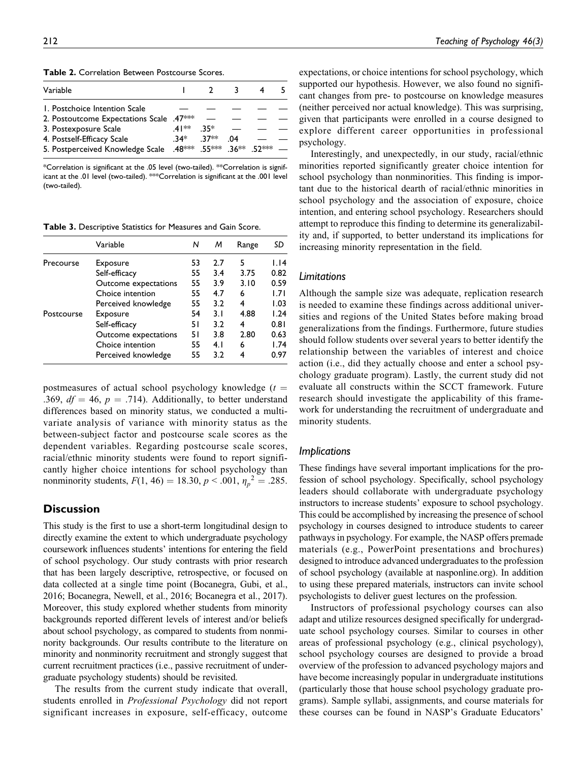**Table 2.** Correlation Between Postcourse Scores.

| Variable | 1 | 2 | 3 | 4 | 5 |
| --- | --- | --- | --- | --- | --- |
| 1. Postchoice Intention Scale | — | — | — | — | — |
| 2. Postoutcome Expectations Scale | .47*** | — | — | — | — |
| 3. Postexposure Scale | .41** | .35* | — | — | — |
| 4. Postself-Efficacy Scale | .34* | .37** | .04 | — | — |
| 5. Postperceived Knowledge Scale | .48*** | .55*** | .36** | .52*** | — |

*Correlation is significant at the .05 level (two-tailed). **Correlation is significant at the .01 level (two-tailed). ***Correlation is significant at the .001 level (two-tailed).

**Table 3.** Descriptive Statistics for Measures and Gain Score.

| | Variable | N | M | Range | SD |
| --- | --- | --- | --- | --- | --- |
| Precourse | Exposure | 53 | 2.7 | 5 | 1.14 |
| | Self-efficacy | 55 | 3.4 | 3.75 | 0.82 |
| | Outcome expectations | 55 | 3.9 | 3.10 | 0.59 |
| | Choice intention | 55 | 4.7 | 6 | 1.71 |
| | Perceived knowledge | 55 | 3.2 | 4 | 1.03 |
| Postcourse | Exposure | 54 | 3.1 | 4.88 | 1.24 |
| | Self-efficacy | 51 | 3.2 | 4 | 0.81 |
| | Outcome expectations | 51 | 3.8 | 2.80 | 0.63 |
| | Choice intention | 55 | 4.1 | 6 | 1.74 |
| | Perceived knowledge | 55 | 3.2 | 4 | 0.97 |

postmeasures of actual school psychology knowledge ($t$ = .369, $df$ = 46, $p$ = .714). Additionally, to better understand differences based on minority status, we conducted a multivariate analysis of variance with minority status as the between-subject factor and postcourse scale scores as the dependent variables. Regarding postcourse scale scores, racial/ethnic minority students were found to report significantly higher choice intentions for school psychology than nonminority students, $F(1, 46) = 18.30$, $p < .001$, $\eta_p^2 = .285$.

## Discussion

This study is the first to use a short-term longitudinal design to directly examine the extent to which undergraduate psychology coursework influences students' intentions for entering the field of school psychology. Our study contrasts with prior research that has been largely descriptive, retrospective, or focused on data collected at a single time point (Bocanegra, Gubi, et al., 2016; Bocanegra, Newell, et al., 2016; Bocanegra et al., 2017). Moreover, this study explored whether students from minority backgrounds reported different levels of interest and/or beliefs about school psychology, as compared to students from nonminority backgrounds. Our results contribute to the literature on minority and nonminority recruitment and strongly suggest that current recruitment practices (i.e., passive recruitment of undergraduate psychology students) should be revisited.

The results from the current study indicate that overall, students enrolled in *Professional Psychology* did not report significant increases in exposure, self-efficacy, outcome expectations, or choice intentions for school psychology, which supported our hypothesis. However, we also found no significant changes from pre- to postcourse on knowledge measures (neither perceived nor actual knowledge). This was surprising, given that participants were enrolled in a course designed to explore different career opportunities in professional psychology.

Interestingly, and unexpectedly, in our study, racial/ethnic minorities reported significantly greater choice intention for school psychology than nonminorities. This finding is important due to the historical dearth of racial/ethnic minorities in school psychology and the association of exposure, choice intention, and entering school psychology. Researchers should attempt to reproduce this finding to determine its generalizability and, if supported, to better understand its implications for increasing minority representation in the field.

### Limitations

Although the sample size was adequate, replication research is needed to examine these findings across additional universities and regions of the United States before making broad generalizations from the findings. Furthermore, future studies should follow students over several years to better identify the relationship between the variables of interest and choice action (i.e., did they actually choose and enter a school psychology graduate program). Lastly, the current study did not evaluate all constructs within the SCCT framework. Future research should investigate the applicability of this framework for understanding the recruitment of undergraduate and minority students.

### Implications

These findings have several important implications for the profession of school psychology. Specifically, school psychology leaders should collaborate with undergraduate psychology instructors to increase students' exposure to school psychology. This could be accomplished by increasing the presence of school psychology in courses designed to introduce students to career pathways in psychology. For example, the NASP offers premade materials (e.g., PowerPoint presentations and brochures) designed to introduce advanced undergraduates to the profession of school psychology (available at nasponline.org). In addition to using these prepared materials, instructors can invite school psychologists to deliver guest lectures on the profession.

Instructors of professional psychology courses can also adapt and utilize resources designed specifically for undergraduate school psychology courses. Similar to courses in other areas of professional psychology (e.g., clinical psychology), school psychology courses are designed to provide a broad overview of the profession to advanced psychology majors and have become increasingly popular in undergraduate institutions (particularly those that house school psychology graduate programs). Sample syllabi, assignments, and course materials for these courses can be found in NASP's Graduate Educators'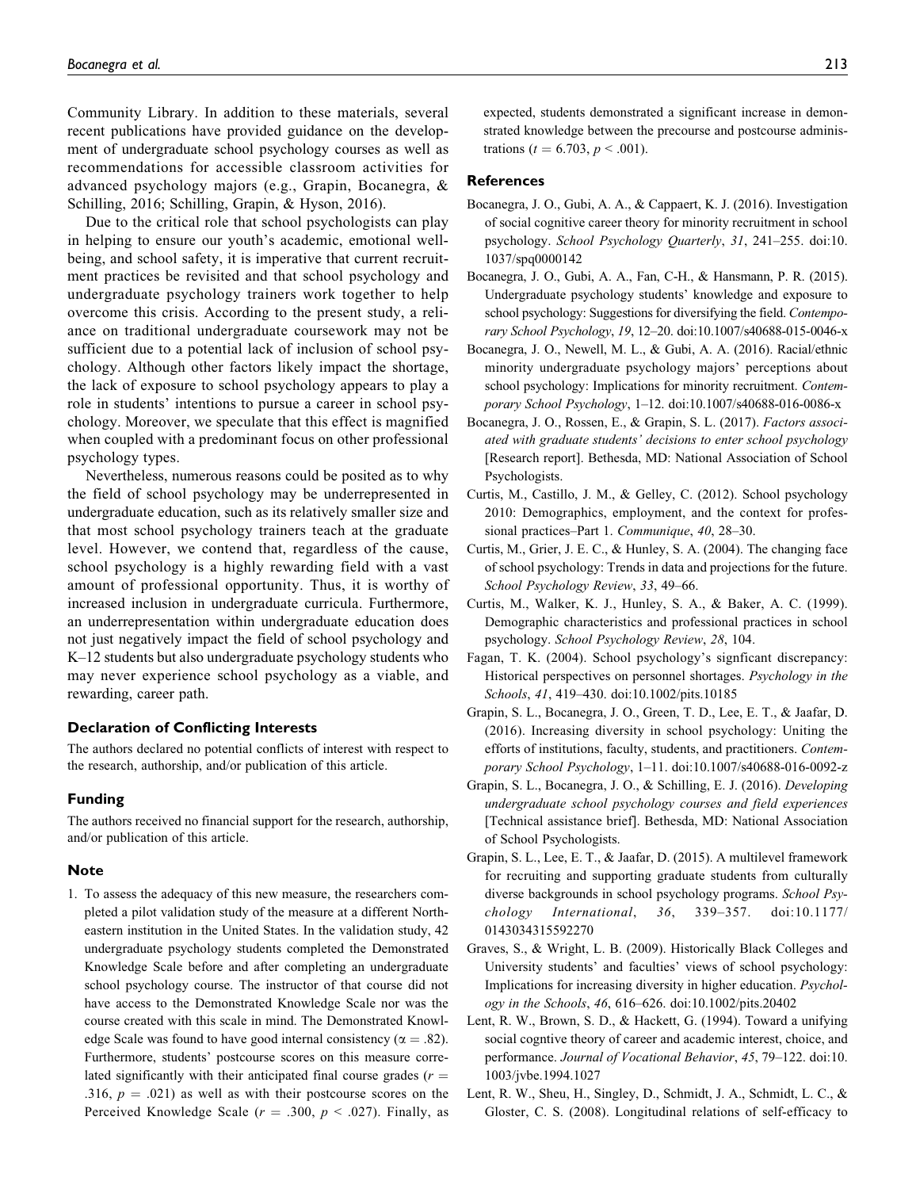Community Library. In addition to these materials, several recent publications have provided guidance on the development of undergraduate school psychology courses as well as recommendations for accessible classroom activities for advanced psychology majors (e.g., Grapin, Bocanegra, & Schilling, 2016; Schilling, Grapin, & Hyson, 2016).

Due to the critical role that school psychologists can play in helping to ensure our youth's academic, emotional wellbeing, and school safety, it is imperative that current recruitment practices be revisited and that school psychology and undergraduate psychology trainers work together to help overcome this crisis. According to the present study, a reliance on traditional undergraduate coursework may not be sufficient due to a potential lack of inclusion of school psychology. Although other factors likely impact the shortage, the lack of exposure to school psychology appears to play a role in students' intentions to pursue a career in school psychology. Moreover, we speculate that this effect is magnified when coupled with a predominant focus on other professional psychology types.

Nevertheless, numerous reasons could be posited as to why the field of school psychology may be underrepresented in undergraduate education, such as its relatively smaller size and that most school psychology trainers teach at the graduate level. However, we contend that, regardless of the cause, school psychology is a highly rewarding field with a vast amount of professional opportunity. Thus, it is worthy of increased inclusion in undergraduate curricula. Furthermore, an underrepresentation within undergraduate education does not just negatively impact the field of school psychology and K–12 students but also undergraduate psychology students who may never experience school psychology as a viable, and rewarding, career path.

### Declaration of Conflicting Interests

The authors declared no potential conflicts of interest with respect to the research, authorship, and/or publication of this article.

### Funding

The authors received no financial support for the research, authorship, and/or publication of this article.

### Note

1. To assess the adequacy of this new measure, the researchers completed a pilot validation study of the measure at a different Northeastern institution in the United States. In the validation study, 42 undergraduate psychology students completed the Demonstrated Knowledge Scale before and after completing an undergraduate school psychology course. The instructor of that course did not have access to the Demonstrated Knowledge Scale nor was the course created with this scale in mind. The Demonstrated Knowledge Scale was found to have good internal consistency ($\alpha = .82$). Furthermore, students' postcourse scores on this measure correlated significantly with their anticipated final course grades ($r = .316$, $p = .021$) as well as with their postcourse scores on the Perceived Knowledge Scale ($r = .300$, $p < .027$). Finally, as expected, students demonstrated a significant increase in demonstrated knowledge between the precourse and postcourse administrations ($t = 6.703$, $p < .001$).

### References

Bocanegra, J. O., Gubi, A. A., & Cappaert, K. J. (2016). Investigation of social cognitive career theory for minority recruitment in school psychology. *School Psychology Quarterly*, *31*, 241–255. doi:10.1037/spq0000142

Bocanegra, J. O., Gubi, A. A., Fan, C-H., & Hansmann, P. R. (2015). Undergraduate psychology students' knowledge and exposure to school psychology: Suggestions for diversifying the field. *Contemporary School Psychology*, *19*, 12–20. doi:10.1007/s40688-015-0046-x

Bocanegra, J. O., Newell, M. L., & Gubi, A. A. (2016). Racial/ethnic minority undergraduate psychology majors' perceptions about school psychology: Implications for minority recruitment. *Contemporary School Psychology*, 1–12. doi:10.1007/s40688-016-0086-x

Bocanegra, J. O., Rossen, E., & Grapin, S. L. (2017). *Factors associated with graduate students' decisions to enter school psychology* [Research report]. Bethesda, MD: National Association of School Psychologists.

Curtis, M., Castillo, J. M., & Gelley, C. (2012). School psychology 2010: Demographics, employment, and the context for professional practices–Part 1. *Communique*, *40*, 28–30.

Curtis, M., Grier, J. E. C., & Hunley, S. A. (2004). The changing face of school psychology: Trends in data and projections for the future. *School Psychology Review*, *33*, 49–66.

Curtis, M., Walker, K. J., Hunley, S. A., & Baker, A. C. (1999). Demographic characteristics and professional practices in school psychology. *School Psychology Review*, *28*, 104.

Fagan, T. K. (2004). School psychology's signficant discrepancy: Historical perspectives on personnel shortages. *Psychology in the Schools*, *41*, 419–430. doi:10.1002/pits.10185

Grapin, S. L., Bocanegra, J. O., Green, T. D., Lee, E. T., & Jaafar, D. (2016). Increasing diversity in school psychology: Uniting the efforts of institutions, faculty, students, and practitioners. *Contemporary School Psychology*, 1–11. doi:10.1007/s40688-016-0092-z

Grapin, S. L., Bocanegra, J. O., & Schilling, E. J. (2016). *Developing undergraduate school psychology courses and field experiences* [Technical assistance brief]. Bethesda, MD: National Association of School Psychologists.

Grapin, S. L., Lee, E. T., & Jaafar, D. (2015). A multilevel framework for recruiting and supporting graduate students from culturally diverse backgrounds in school psychology programs. *School Psychology International*, *36*, 339–357. doi:10.1177/0143034315592270

Graves, S., & Wright, L. B. (2009). Historically Black Colleges and University students' and faculties' views of school psychology: Implications for increasing diversity in higher education. *Psychology in the Schools*, *46*, 616–626. doi:10.1002/pits.20402

Lent, R. W., Brown, S. D., & Hackett, G. (1994). Toward a unifying social cogntive theory of career and academic interest, choice, and performance. *Journal of Vocational Behavior*, *45*, 79–122. doi:10.1003/jvbe.1994.1027

Lent, R. W., Sheu, H., Singley, D., Schmidt, J. A., Schmidt, L. C., & Gloster, C. S. (2008). Longitudinal relations of self-efficacy to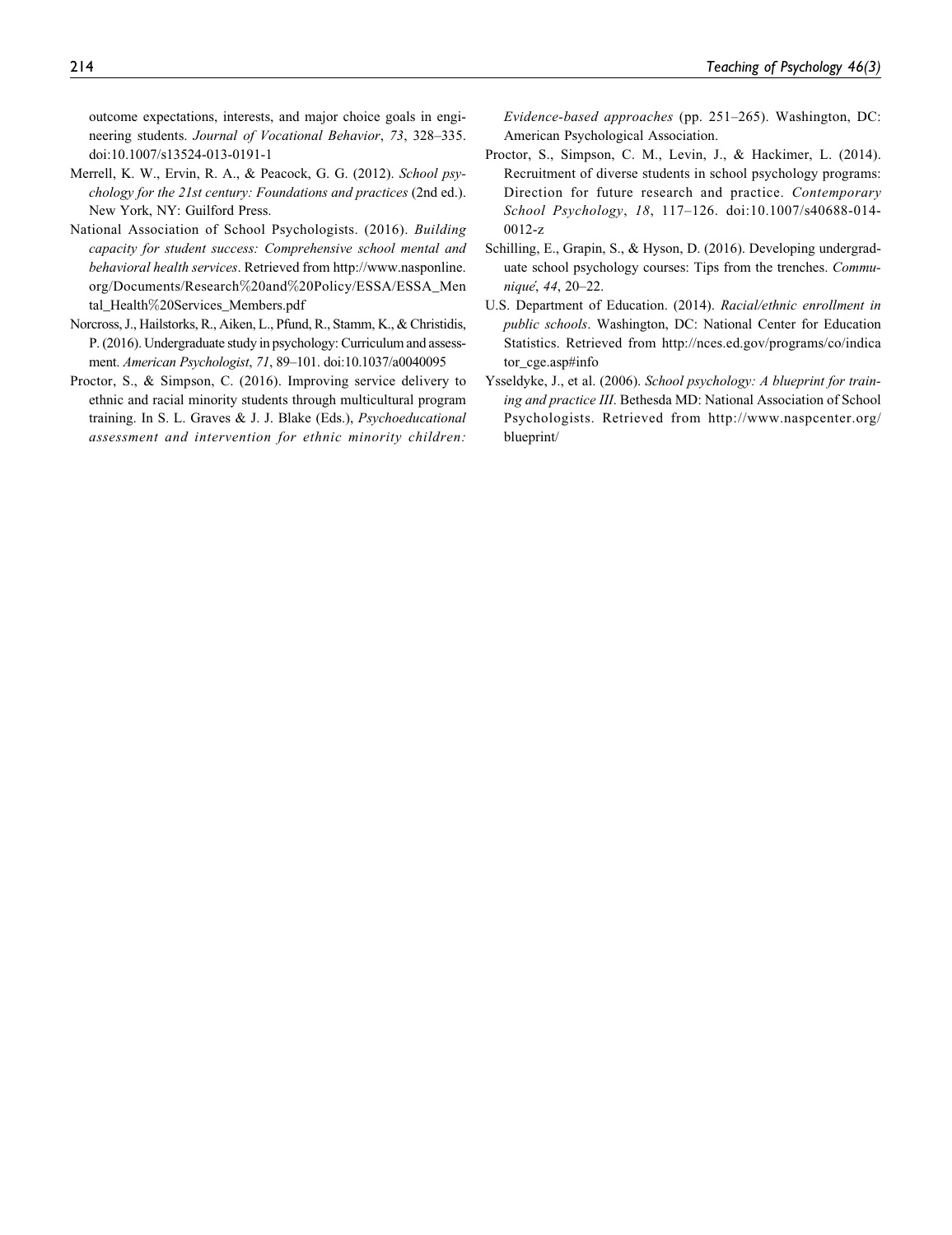outcome expectations, interests, and major choice goals in engineering students. *Journal of Vocational Behavior*, *73*, 328–335. doi:10.1007/s13524-013-0191-1

Merrell, K. W., Ervin, R. A., & Peacock, G. G. (2012). *School psychology for the 21st century: Foundations and practices* (2nd ed.). New York, NY: Guilford Press.

National Association of School Psychologists. (2016). *Building capacity for student success: Comprehensive school mental and behavioral health services*. Retrieved from http://www.nasponline.org/Documents/Research%20and%20Policy/ESSA/ESSA_Mental_Health%20Services_Members.pdf

Norcross, J., Hailstorks, R., Aiken, L., Pfund, R., Stamm, K., & Christidis, P. (2016). Undergraduate study in psychology: Curriculum and assessment. *American Psychologist*, *71*, 89–101. doi:10.1037/a0040095

Proctor, S., & Simpson, C. (2016). Improving service delivery to ethnic and racial minority students through multicultural program training. In S. L. Graves & J. J. Blake (Eds.), *Psychoeducational assessment and intervention for ethnic minority children: Evidence-based approaches* (pp. 251–265). Washington, DC: American Psychological Association.

Proctor, S., Simpson, C. M., Levin, J., & Hackimer, L. (2014). Recruitment of diverse students in school psychology programs: Direction for future research and practice. *Contemporary School Psychology*, *18*, 117–126. doi:10.1007/s40688-014-0012-z

Schilling, E., Grapin, S., & Hyson, D. (2016). Developing undergraduate school psychology courses: Tips from the trenches. *Communiqué*, *44*, 20–22.

U.S. Department of Education. (2014). *Racial/ethnic enrollment in public schools*. Washington, DC: National Center for Education Statistics. Retrieved from http://nces.ed.gov/programs/co/indicator_cge.asp#info

Ysseldyke, J., et al. (2006). *School psychology: A blueprint for training and practice III*. Bethesda MD: National Association of School Psychologists. Retrieved from http://www.naspcenter.org/blueprint/